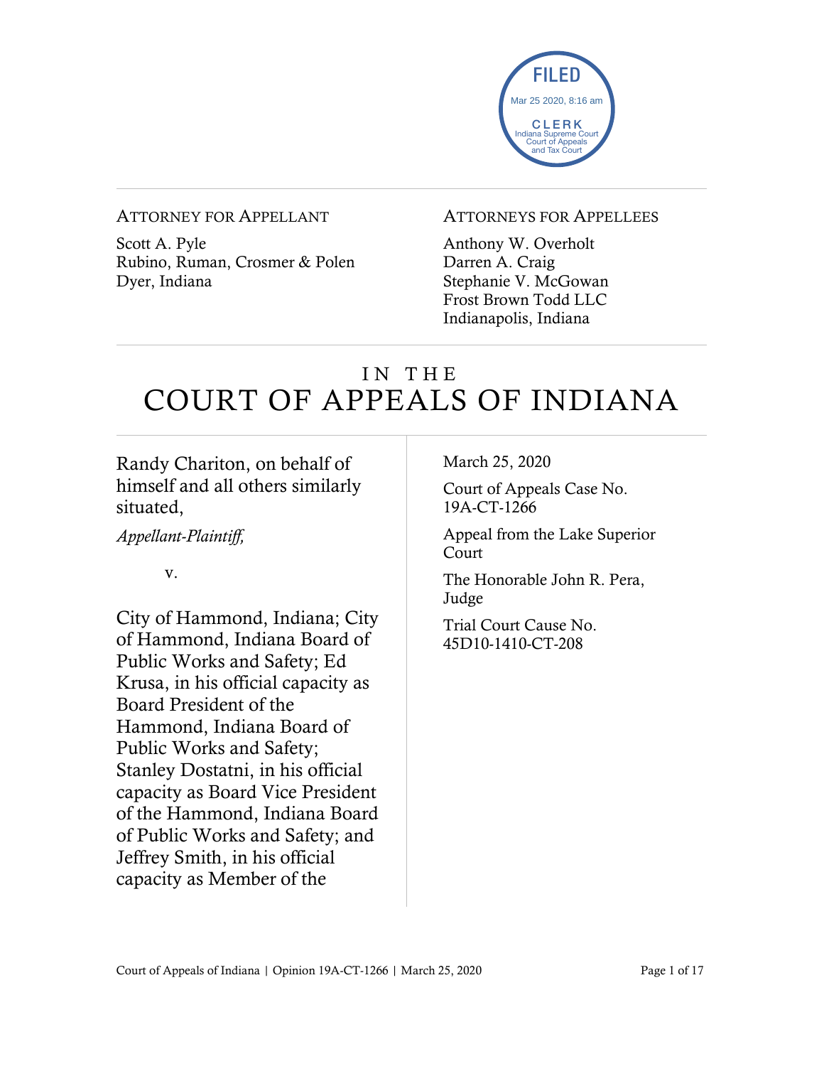FILED
Mar 25 2020, 8:16 am
CLERK
Indiana Supreme Court
Court of Appeals
and Tax Court

ATTORNEY FOR APPELLANT

Scott A. Pyle
Rubino, Ruman, Crosmer & Polen
Dyer, Indiana

ATTORNEYS FOR APPELLEES

Anthony W. Overholt
Darren A. Craig
Stephanie V. McGowan
Frost Brown Todd LLC
Indianapolis, Indiana

# IN THE COURT OF APPEALS OF INDIANA

Randy Chariton, on behalf of himself and all others similarly situated,

*Appellant-Plaintiff,*

v.

City of Hammond, Indiana; City of Hammond, Indiana Board of Public Works and Safety; Ed Krusa, in his official capacity as Board President of the Hammond, Indiana Board of Public Works and Safety; Stanley Dostatni, in his official capacity as Board Vice President of the Hammond, Indiana Board of Public Works and Safety; and Jeffrey Smith, in his official capacity as Member of the

March 25, 2020

Court of Appeals Case No. 19A-CT-1266

Appeal from the Lake Superior Court

The Honorable John R. Pera, Judge

Trial Court Cause No. 45D10-1410-CT-208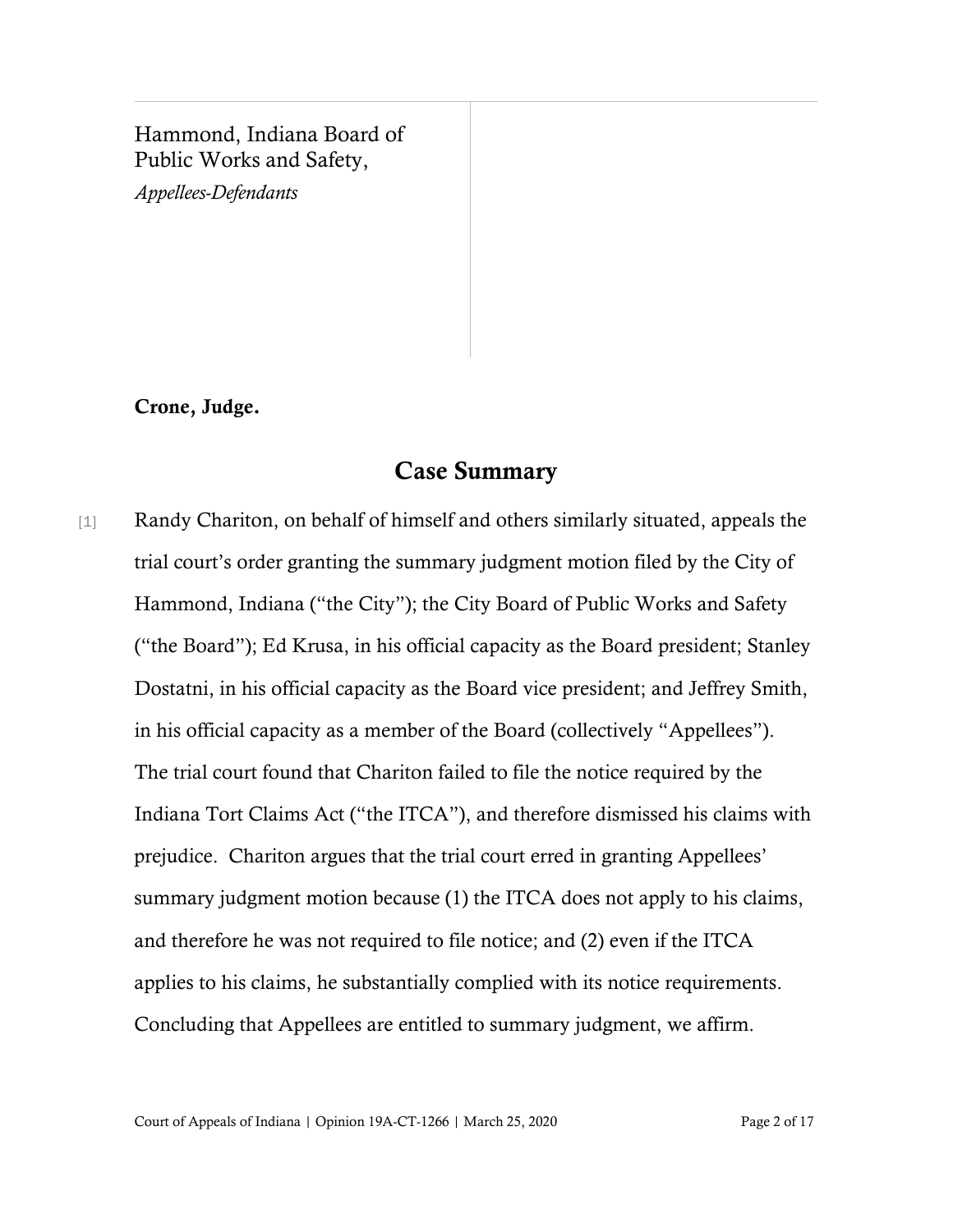Hammond, Indiana Board of Public Works and Safety,
*Appellees-Defendants*

**Crone, Judge.**

## Case Summary

[1] Randy Chariton, on behalf of himself and others similarly situated, appeals the trial court's order granting the summary judgment motion filed by the City of Hammond, Indiana ("the City"); the City Board of Public Works and Safety ("the Board"); Ed Krusa, in his official capacity as the Board president; Stanley Dostatni, in his official capacity as the Board vice president; and Jeffrey Smith, in his official capacity as a member of the Board (collectively "Appellees"). The trial court found that Chariton failed to file the notice required by the Indiana Tort Claims Act ("the ITCA"), and therefore dismissed his claims with prejudice. Chariton argues that the trial court erred in granting Appellees' summary judgment motion because (1) the ITCA does not apply to his claims, and therefore he was not required to file notice; and (2) even if the ITCA applies to his claims, he substantially complied with its notice requirements. Concluding that Appellees are entitled to summary judgment, we affirm.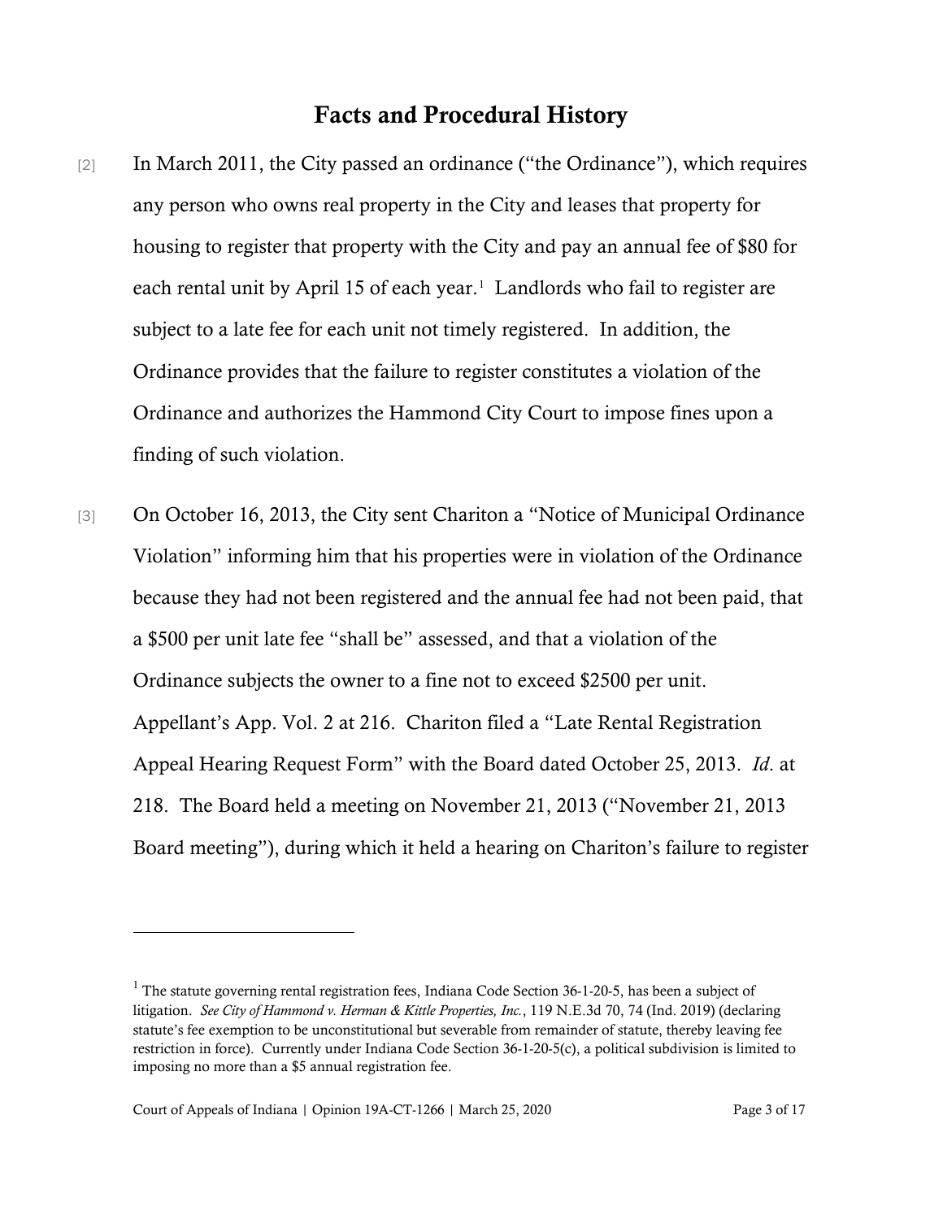## Facts and Procedural History

[2] In March 2011, the City passed an ordinance ("the Ordinance"), which requires any person who owns real property in the City and leases that property for housing to register that property with the City and pay an annual fee of $80 for each rental unit by April 15 of each year.[1] Landlords who fail to register are subject to a late fee for each unit not timely registered. In addition, the Ordinance provides that the failure to register constitutes a violation of the Ordinance and authorizes the Hammond City Court to impose fines upon a finding of such violation.

[3] On October 16, 2013, the City sent Chariton a "Notice of Municipal Ordinance Violation" informing him that his properties were in violation of the Ordinance because they had not been registered and the annual fee had not been paid, that a $500 per unit late fee "shall be" assessed, and that a violation of the Ordinance subjects the owner to a fine not to exceed $2500 per unit. Appellant's App. Vol. 2 at 216. Chariton filed a "Late Rental Registration Appeal Hearing Request Form" with the Board dated October 25, 2013. *Id*. at 218. The Board held a meeting on November 21, 2013 ("November 21, 2013 Board meeting"), during which it held a hearing on Chariton's failure to register

---

[1] The statute governing rental registration fees, Indiana Code Section 36-1-20-5, has been a subject of litigation. *See City of Hammond v. Herman & Kittle Properties, Inc.*, 119 N.E.3d 70, 74 (Ind. 2019) (declaring statute's fee exemption to be unconstitutional but severable from remainder of statute, thereby leaving fee restriction in force). Currently under Indiana Code Section 36-1-20-5(c), a political subdivision is limited to imposing no more than a $5 annual registration fee.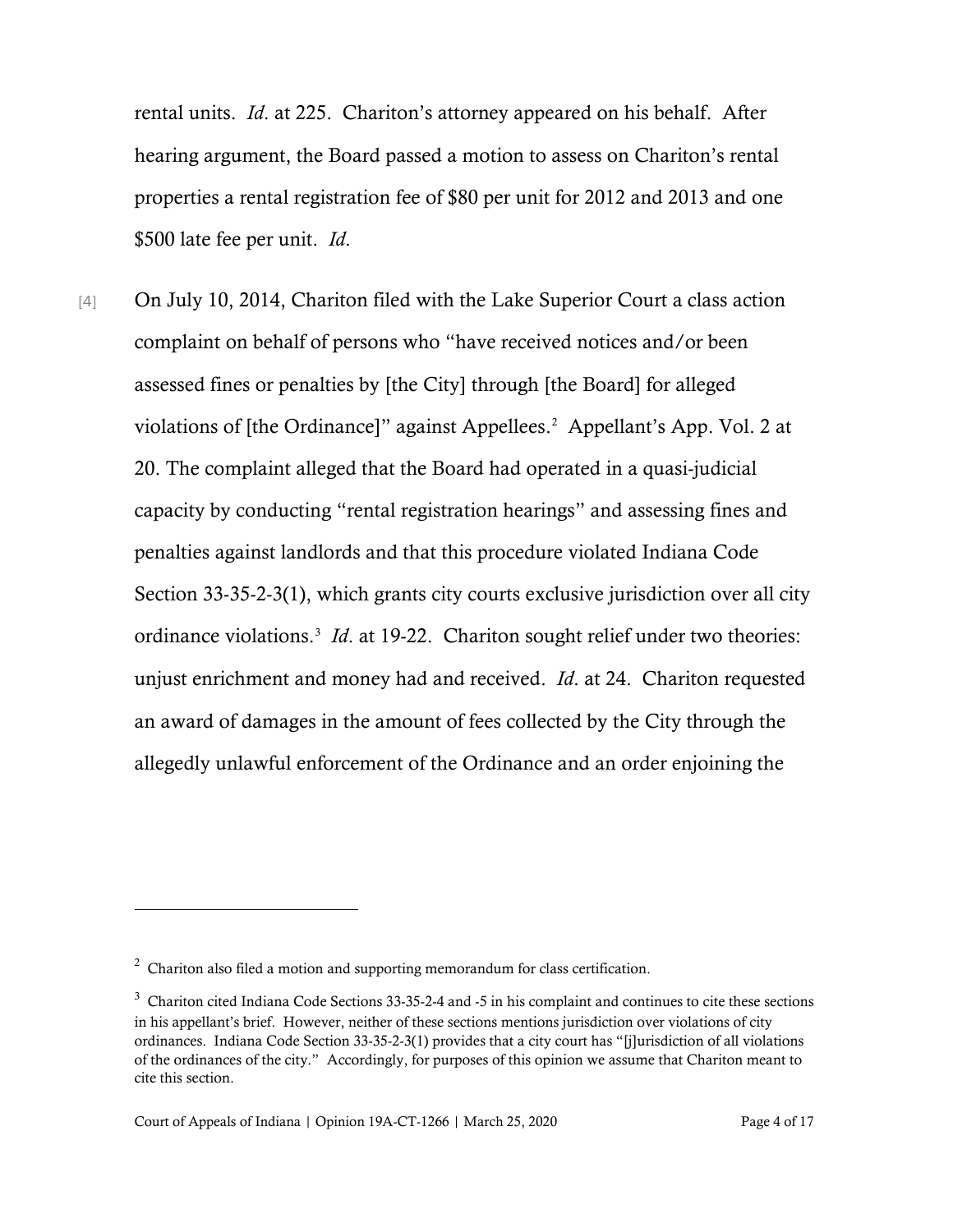rental units. *Id*. at 225. Chariton's attorney appeared on his behalf. After hearing argument, the Board passed a motion to assess on Chariton's rental properties a rental registration fee of $80 per unit for 2012 and 2013 and one $500 late fee per unit. *Id*.

[4] On July 10, 2014, Chariton filed with the Lake Superior Court a class action complaint on behalf of persons who "have received notices and/or been assessed fines or penalties by [the City] through [the Board] for alleged violations of [the Ordinance]" against Appellees.[2] Appellant's App. Vol. 2 at 20. The complaint alleged that the Board had operated in a quasi-judicial capacity by conducting "rental registration hearings" and assessing fines and penalties against landlords and that this procedure violated Indiana Code Section 33-35-2-3(1), which grants city courts exclusive jurisdiction over all city ordinance violations.[3] *Id*. at 19-22. Chariton sought relief under two theories: unjust enrichment and money had and received. *Id*. at 24. Chariton requested an award of damages in the amount of fees collected by the City through the allegedly unlawful enforcement of the Ordinance and an order enjoining the

---

[2] Chariton also filed a motion and supporting memorandum for class certification.

[3] Chariton cited Indiana Code Sections 33-35-2-4 and -5 in his complaint and continues to cite these sections in his appellant's brief. However, neither of these sections mentions jurisdiction over violations of city ordinances. Indiana Code Section 33-35-2-3(1) provides that a city court has "[j]urisdiction of all violations of the ordinances of the city." Accordingly, for purposes of this opinion we assume that Chariton meant to cite this section.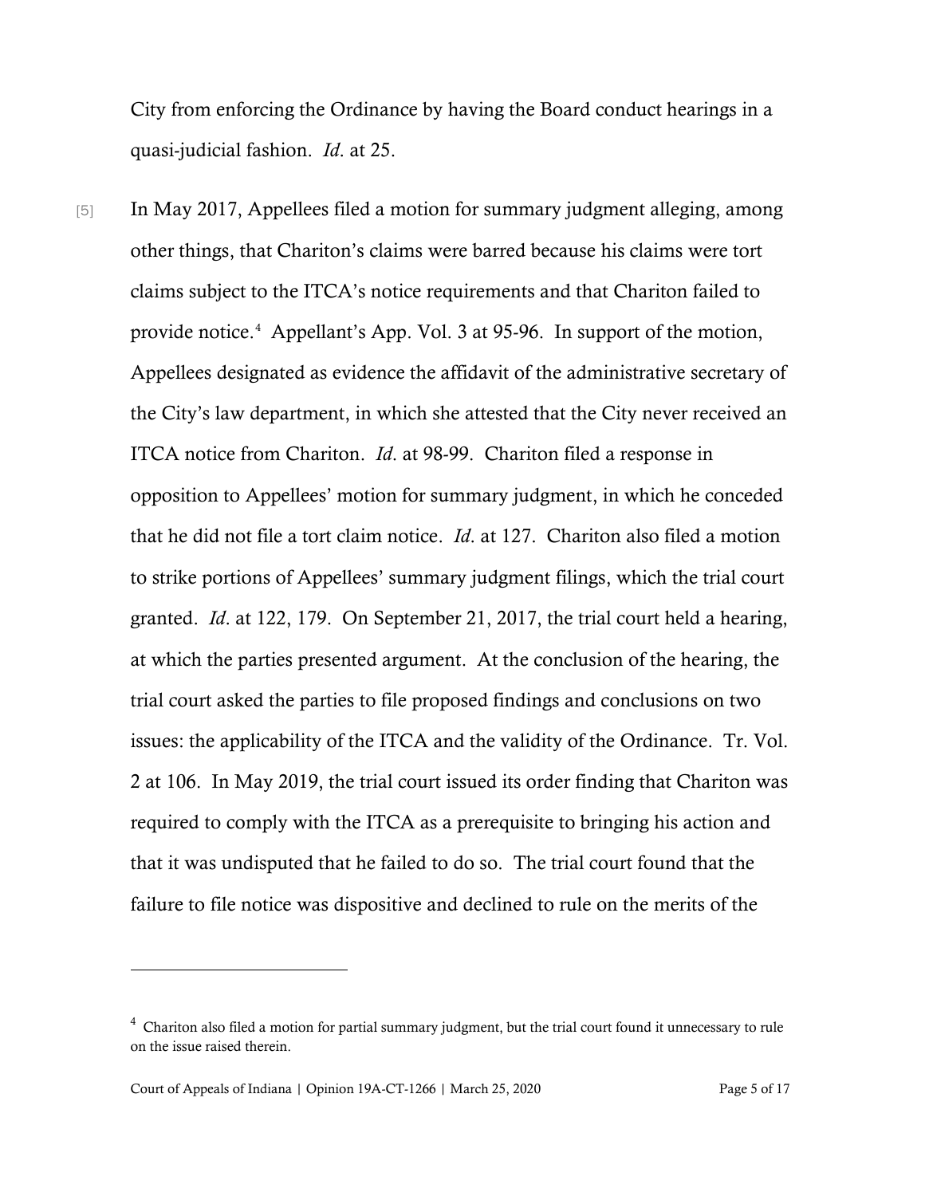City from enforcing the Ordinance by having the Board conduct hearings in a quasi-judicial fashion. *Id*. at 25.

[5] In May 2017, Appellees filed a motion for summary judgment alleging, among other things, that Chariton's claims were barred because his claims were tort claims subject to the ITCA's notice requirements and that Chariton failed to provide notice.[4] Appellant's App. Vol. 3 at 95-96. In support of the motion, Appellees designated as evidence the affidavit of the administrative secretary of the City's law department, in which she attested that the City never received an ITCA notice from Chariton. *Id*. at 98-99. Chariton filed a response in opposition to Appellees' motion for summary judgment, in which he conceded that he did not file a tort claim notice. *Id*. at 127. Chariton also filed a motion to strike portions of Appellees' summary judgment filings, which the trial court granted. *Id*. at 122, 179. On September 21, 2017, the trial court held a hearing, at which the parties presented argument. At the conclusion of the hearing, the trial court asked the parties to file proposed findings and conclusions on two issues: the applicability of the ITCA and the validity of the Ordinance. Tr. Vol. 2 at 106. In May 2019, the trial court issued its order finding that Chariton was required to comply with the ITCA as a prerequisite to bringing his action and that it was undisputed that he failed to do so. The trial court found that the failure to file notice was dispositive and declined to rule on the merits of the

[4] Chariton also filed a motion for partial summary judgment, but the trial court found it unnecessary to rule on the issue raised therein.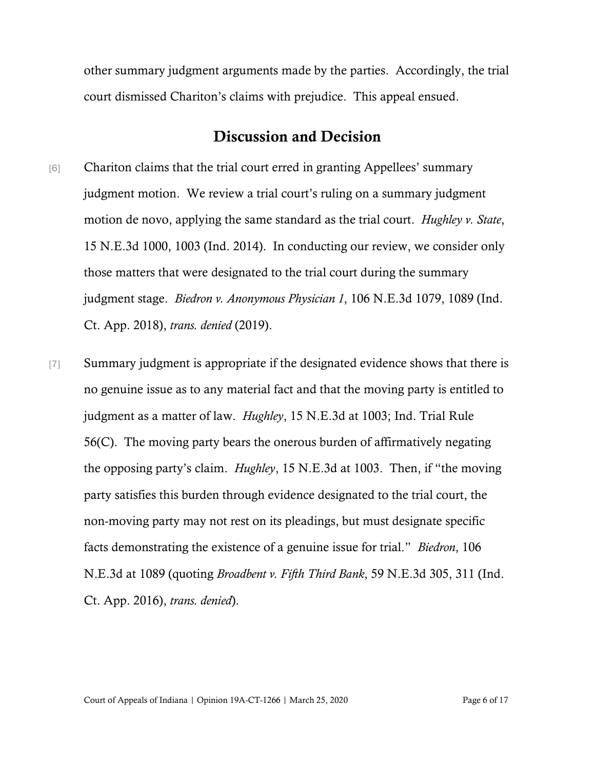other summary judgment arguments made by the parties. Accordingly, the trial court dismissed Chariton's claims with prejudice. This appeal ensued.

## Discussion and Decision

[6] Chariton claims that the trial court erred in granting Appellees' summary judgment motion. We review a trial court's ruling on a summary judgment motion de novo, applying the same standard as the trial court. *Hughley v. State*, 15 N.E.3d 1000, 1003 (Ind. 2014). In conducting our review, we consider only those matters that were designated to the trial court during the summary judgment stage. *Biedron v. Anonymous Physician 1*, 106 N.E.3d 1079, 1089 (Ind. Ct. App. 2018), *trans. denied* (2019).

[7] Summary judgment is appropriate if the designated evidence shows that there is no genuine issue as to any material fact and that the moving party is entitled to judgment as a matter of law. *Hughley*, 15 N.E.3d at 1003; Ind. Trial Rule 56(C). The moving party bears the onerous burden of affirmatively negating the opposing party's claim. *Hughley*, 15 N.E.3d at 1003. Then, if "the moving party satisfies this burden through evidence designated to the trial court, the non-moving party may not rest on its pleadings, but must designate specific facts demonstrating the existence of a genuine issue for trial." *Biedron*, 106 N.E.3d at 1089 (quoting *Broadbent v. Fifth Third Bank*, 59 N.E.3d 305, 311 (Ind. Ct. App. 2016), *trans. denied*).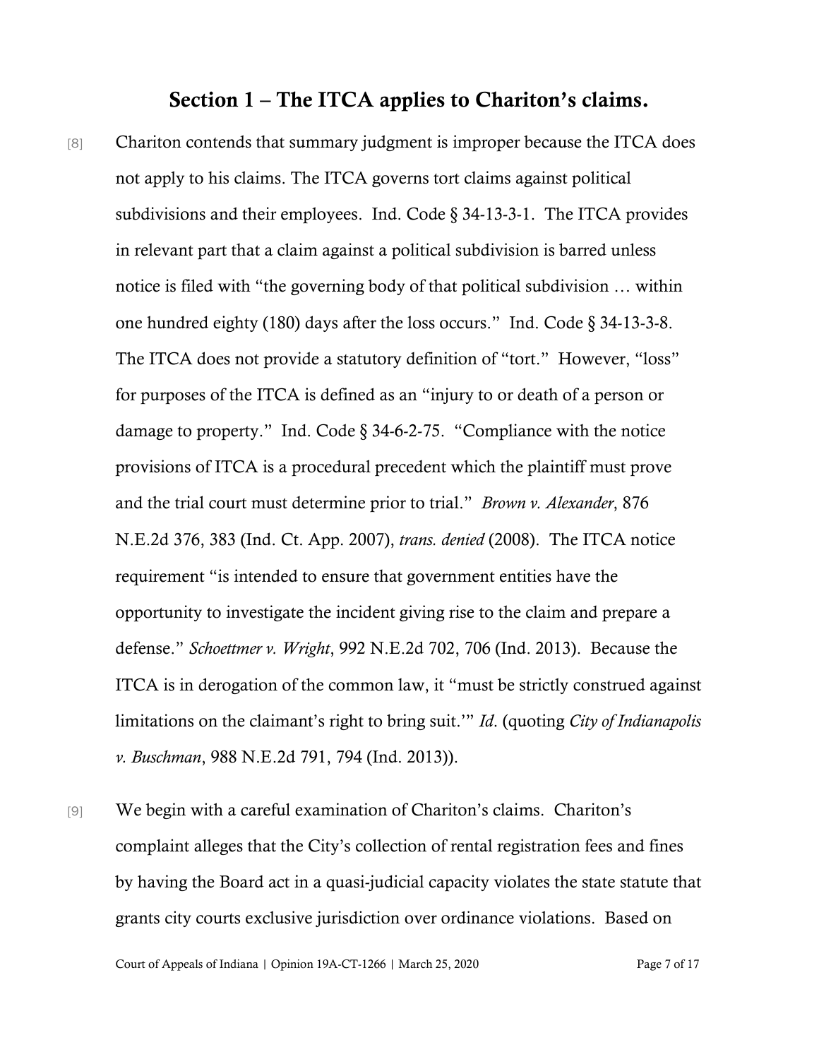## Section 1 – The ITCA applies to Chariton's claims.

[8] Chariton contends that summary judgment is improper because the ITCA does not apply to his claims. The ITCA governs tort claims against political subdivisions and their employees. Ind. Code § 34-13-3-1. The ITCA provides in relevant part that a claim against a political subdivision is barred unless notice is filed with "the governing body of that political subdivision … within one hundred eighty (180) days after the loss occurs." Ind. Code § 34-13-3-8. The ITCA does not provide a statutory definition of "tort." However, "loss" for purposes of the ITCA is defined as an "injury to or death of a person or damage to property." Ind. Code § 34-6-2-75. "Compliance with the notice provisions of ITCA is a procedural precedent which the plaintiff must prove and the trial court must determine prior to trial." *Brown v. Alexander*, 876 N.E.2d 376, 383 (Ind. Ct. App. 2007), *trans. denied* (2008). The ITCA notice requirement "is intended to ensure that government entities have the opportunity to investigate the incident giving rise to the claim and prepare a defense." *Schoettmer v. Wright*, 992 N.E.2d 702, 706 (Ind. 2013). Because the ITCA is in derogation of the common law, it "must be strictly construed against limitations on the claimant's right to bring suit.'" *Id*. (quoting *City of Indianapolis v. Buschman*, 988 N.E.2d 791, 794 (Ind. 2013)).

[9] We begin with a careful examination of Chariton's claims. Chariton's complaint alleges that the City's collection of rental registration fees and fines by having the Board act in a quasi-judicial capacity violates the state statute that grants city courts exclusive jurisdiction over ordinance violations. Based on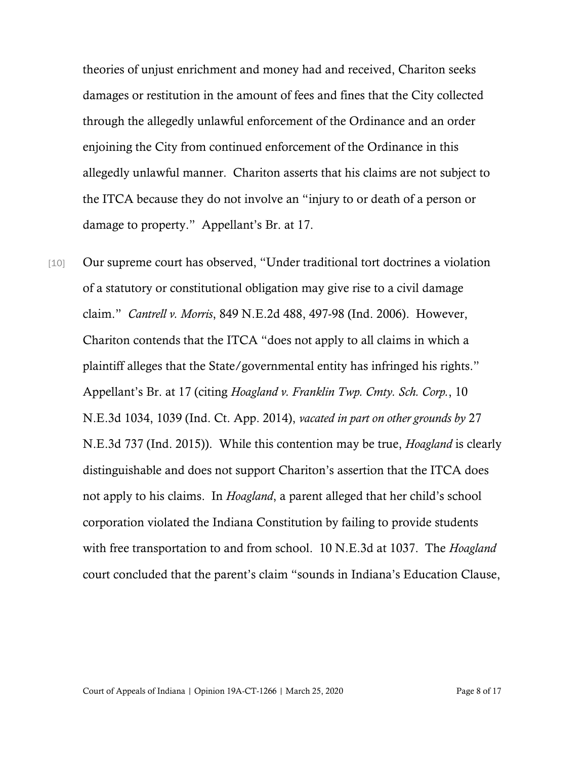theories of unjust enrichment and money had and received, Chariton seeks damages or restitution in the amount of fees and fines that the City collected through the allegedly unlawful enforcement of the Ordinance and an order enjoining the City from continued enforcement of the Ordinance in this allegedly unlawful manner. Chariton asserts that his claims are not subject to the ITCA because they do not involve an "injury to or death of a person or damage to property." Appellant's Br. at 17.

[10] Our supreme court has observed, "Under traditional tort doctrines a violation of a statutory or constitutional obligation may give rise to a civil damage claim." *Cantrell v. Morris*, 849 N.E.2d 488, 497-98 (Ind. 2006). However, Chariton contends that the ITCA "does not apply to all claims in which a plaintiff alleges that the State/governmental entity has infringed his rights." Appellant's Br. at 17 (citing *Hoagland v. Franklin Twp. Cmty. Sch. Corp.*, 10 N.E.3d 1034, 1039 (Ind. Ct. App. 2014), *vacated in part on other grounds by* 27 N.E.3d 737 (Ind. 2015)). While this contention may be true, *Hoagland* is clearly distinguishable and does not support Chariton's assertion that the ITCA does not apply to his claims. In *Hoagland*, a parent alleged that her child's school corporation violated the Indiana Constitution by failing to provide students with free transportation to and from school. 10 N.E.3d at 1037. The *Hoagland* court concluded that the parent's claim "sounds in Indiana's Education Clause,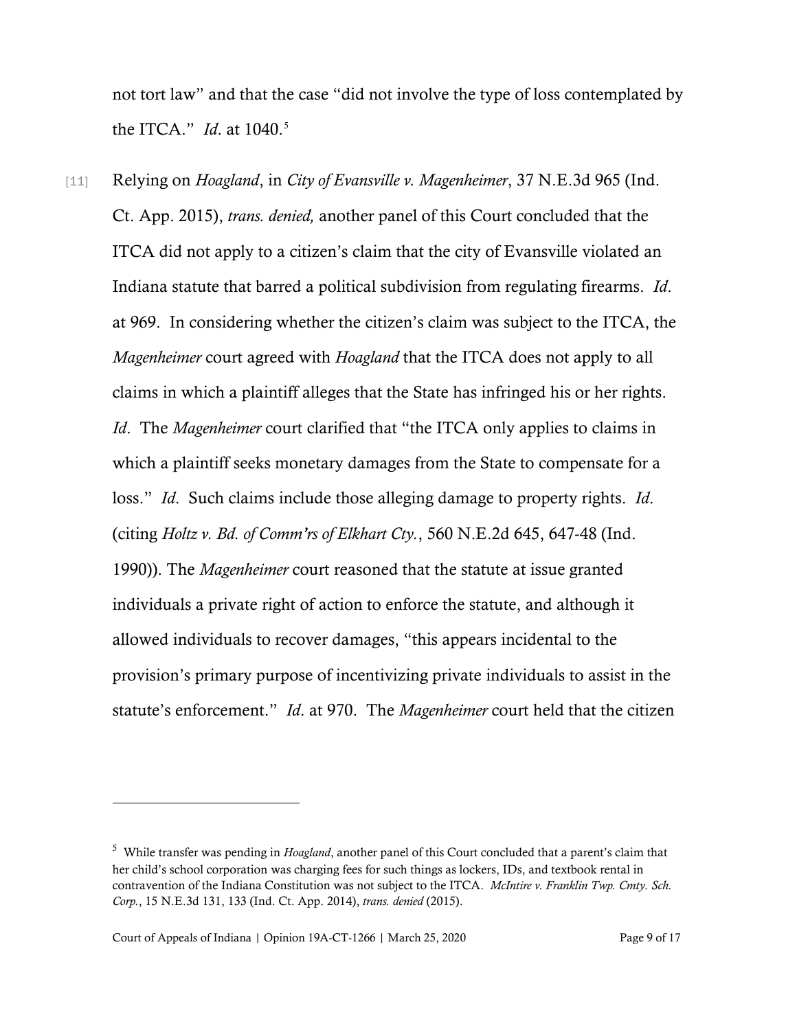not tort law" and that the case "did not involve the type of loss contemplated by the ITCA." *Id*. at 1040.[5]

[11] Relying on *Hoagland*, in *City of Evansville v. Magenheimer*, 37 N.E.3d 965 (Ind. Ct. App. 2015), *trans. denied,* another panel of this Court concluded that the ITCA did not apply to a citizen's claim that the city of Evansville violated an Indiana statute that barred a political subdivision from regulating firearms. *Id*. at 969. In considering whether the citizen's claim was subject to the ITCA, the *Magenheimer* court agreed with *Hoagland* that the ITCA does not apply to all claims in which a plaintiff alleges that the State has infringed his or her rights. *Id*. The *Magenheimer* court clarified that "the ITCA only applies to claims in which a plaintiff seeks monetary damages from the State to compensate for a loss." *Id*. Such claims include those alleging damage to property rights. *Id*. (citing *Holtz v. Bd. of Comm'rs of Elkhart Cty.*, 560 N.E.2d 645, 647-48 (Ind. 1990)). The *Magenheimer* court reasoned that the statute at issue granted individuals a private right of action to enforce the statute, and although it allowed individuals to recover damages, "this appears incidental to the provision's primary purpose of incentivizing private individuals to assist in the statute's enforcement." *Id*. at 970. The *Magenheimer* court held that the citizen

---

[5] While transfer was pending in *Hoagland*, another panel of this Court concluded that a parent's claim that her child's school corporation was charging fees for such things as lockers, IDs, and textbook rental in contravention of the Indiana Constitution was not subject to the ITCA. *McIntire v. Franklin Twp. Cmty. Sch. Corp.*, 15 N.E.3d 131, 133 (Ind. Ct. App. 2014), *trans. denied* (2015).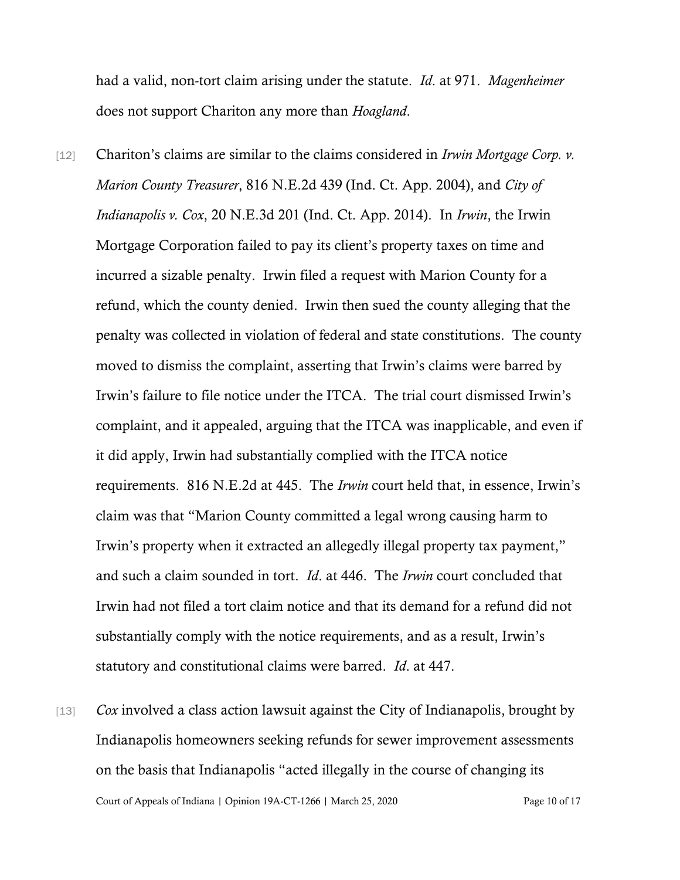had a valid, non-tort claim arising under the statute. *Id*. at 971. *Magenheimer* does not support Chariton any more than *Hoagland*.

[12] Chariton's claims are similar to the claims considered in *Irwin Mortgage Corp. v. Marion County Treasurer*, 816 N.E.2d 439 (Ind. Ct. App. 2004), and *City of Indianapolis v. Cox*, 20 N.E.3d 201 (Ind. Ct. App. 2014). In *Irwin*, the Irwin Mortgage Corporation failed to pay its client's property taxes on time and incurred a sizable penalty. Irwin filed a request with Marion County for a refund, which the county denied. Irwin then sued the county alleging that the penalty was collected in violation of federal and state constitutions. The county moved to dismiss the complaint, asserting that Irwin's claims were barred by Irwin's failure to file notice under the ITCA. The trial court dismissed Irwin's complaint, and it appealed, arguing that the ITCA was inapplicable, and even if it did apply, Irwin had substantially complied with the ITCA notice requirements. 816 N.E.2d at 445. The *Irwin* court held that, in essence, Irwin's claim was that "Marion County committed a legal wrong causing harm to Irwin's property when it extracted an allegedly illegal property tax payment," and such a claim sounded in tort. *Id*. at 446. The *Irwin* court concluded that Irwin had not filed a tort claim notice and that its demand for a refund did not substantially comply with the notice requirements, and as a result, Irwin's statutory and constitutional claims were barred. *Id*. at 447.

[13] *Cox* involved a class action lawsuit against the City of Indianapolis, brought by Indianapolis homeowners seeking refunds for sewer improvement assessments on the basis that Indianapolis "acted illegally in the course of changing its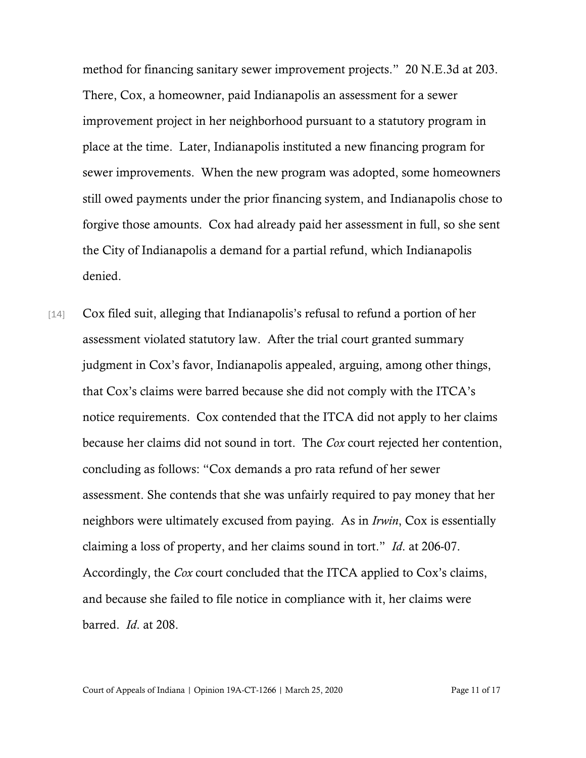method for financing sanitary sewer improvement projects." 20 N.E.3d at 203. There, Cox, a homeowner, paid Indianapolis an assessment for a sewer improvement project in her neighborhood pursuant to a statutory program in place at the time. Later, Indianapolis instituted a new financing program for sewer improvements. When the new program was adopted, some homeowners still owed payments under the prior financing system, and Indianapolis chose to forgive those amounts. Cox had already paid her assessment in full, so she sent the City of Indianapolis a demand for a partial refund, which Indianapolis denied.

[14] Cox filed suit, alleging that Indianapolis's refusal to refund a portion of her assessment violated statutory law. After the trial court granted summary judgment in Cox's favor, Indianapolis appealed, arguing, among other things, that Cox's claims were barred because she did not comply with the ITCA's notice requirements. Cox contended that the ITCA did not apply to her claims because her claims did not sound in tort. The *Cox* court rejected her contention, concluding as follows: "Cox demands a pro rata refund of her sewer assessment. She contends that she was unfairly required to pay money that her neighbors were ultimately excused from paying. As in *Irwin*, Cox is essentially claiming a loss of property, and her claims sound in tort." *Id*. at 206-07. Accordingly, the *Cox* court concluded that the ITCA applied to Cox's claims, and because she failed to file notice in compliance with it, her claims were barred. *Id*. at 208.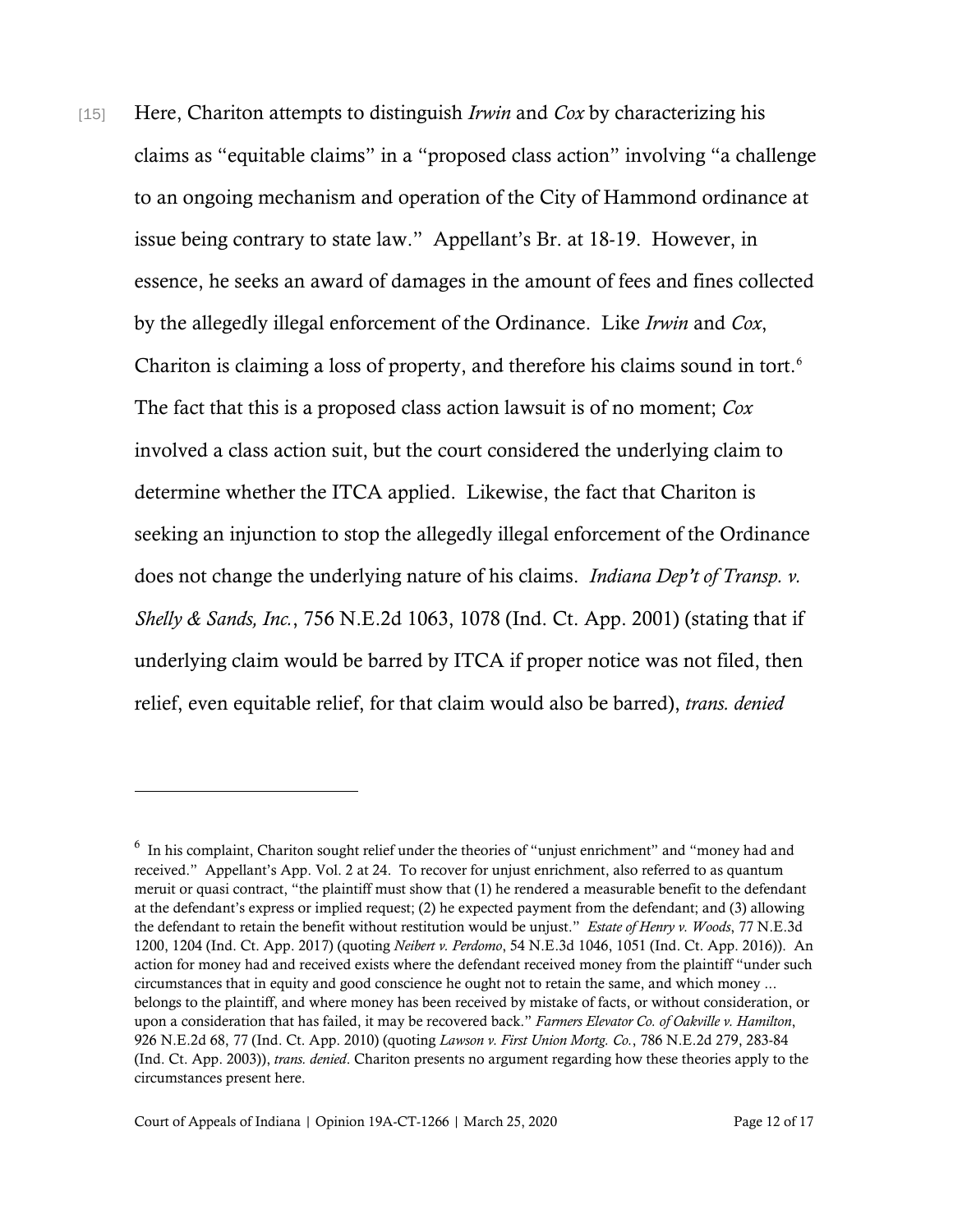[15] Here, Chariton attempts to distinguish *Irwin* and *Cox* by characterizing his claims as "equitable claims" in a "proposed class action" involving "a challenge to an ongoing mechanism and operation of the City of Hammond ordinance at issue being contrary to state law." Appellant's Br. at 18-19. However, in essence, he seeks an award of damages in the amount of fees and fines collected by the allegedly illegal enforcement of the Ordinance. Like *Irwin* and *Cox*, Chariton is claiming a loss of property, and therefore his claims sound in tort.[6] The fact that this is a proposed class action lawsuit is of no moment; *Cox* involved a class action suit, but the court considered the underlying claim to determine whether the ITCA applied. Likewise, the fact that Chariton is seeking an injunction to stop the allegedly illegal enforcement of the Ordinance does not change the underlying nature of his claims. *Indiana Dep't of Transp. v. Shelly & Sands, Inc.*, 756 N.E.2d 1063, 1078 (Ind. Ct. App. 2001) (stating that if underlying claim would be barred by ITCA if proper notice was not filed, then relief, even equitable relief, for that claim would also be barred), *trans. denied*

---

[6] In his complaint, Chariton sought relief under the theories of "unjust enrichment" and "money had and received." Appellant's App. Vol. 2 at 24. To recover for unjust enrichment, also referred to as quantum meruit or quasi contract, "the plaintiff must show that (1) he rendered a measurable benefit to the defendant at the defendant's express or implied request; (2) he expected payment from the defendant; and (3) allowing the defendant to retain the benefit without restitution would be unjust." *Estate of Henry v. Woods*, 77 N.E.3d 1200, 1204 (Ind. Ct. App. 2017) (quoting *Neibert v. Perdomo*, 54 N.E.3d 1046, 1051 (Ind. Ct. App. 2016)). An action for money had and received exists where the defendant received money from the plaintiff "under such circumstances that in equity and good conscience he ought not to retain the same, and which money ... belongs to the plaintiff, and where money has been received by mistake of facts, or without consideration, or upon a consideration that has failed, it may be recovered back." *Farmers Elevator Co. of Oakville v. Hamilton*, 926 N.E.2d 68, 77 (Ind. Ct. App. 2010) (quoting *Lawson v. First Union Mortg. Co.*, 786 N.E.2d 279, 283-84 (Ind. Ct. App. 2003)), *trans. denied*. Chariton presents no argument regarding how these theories apply to the circumstances present here.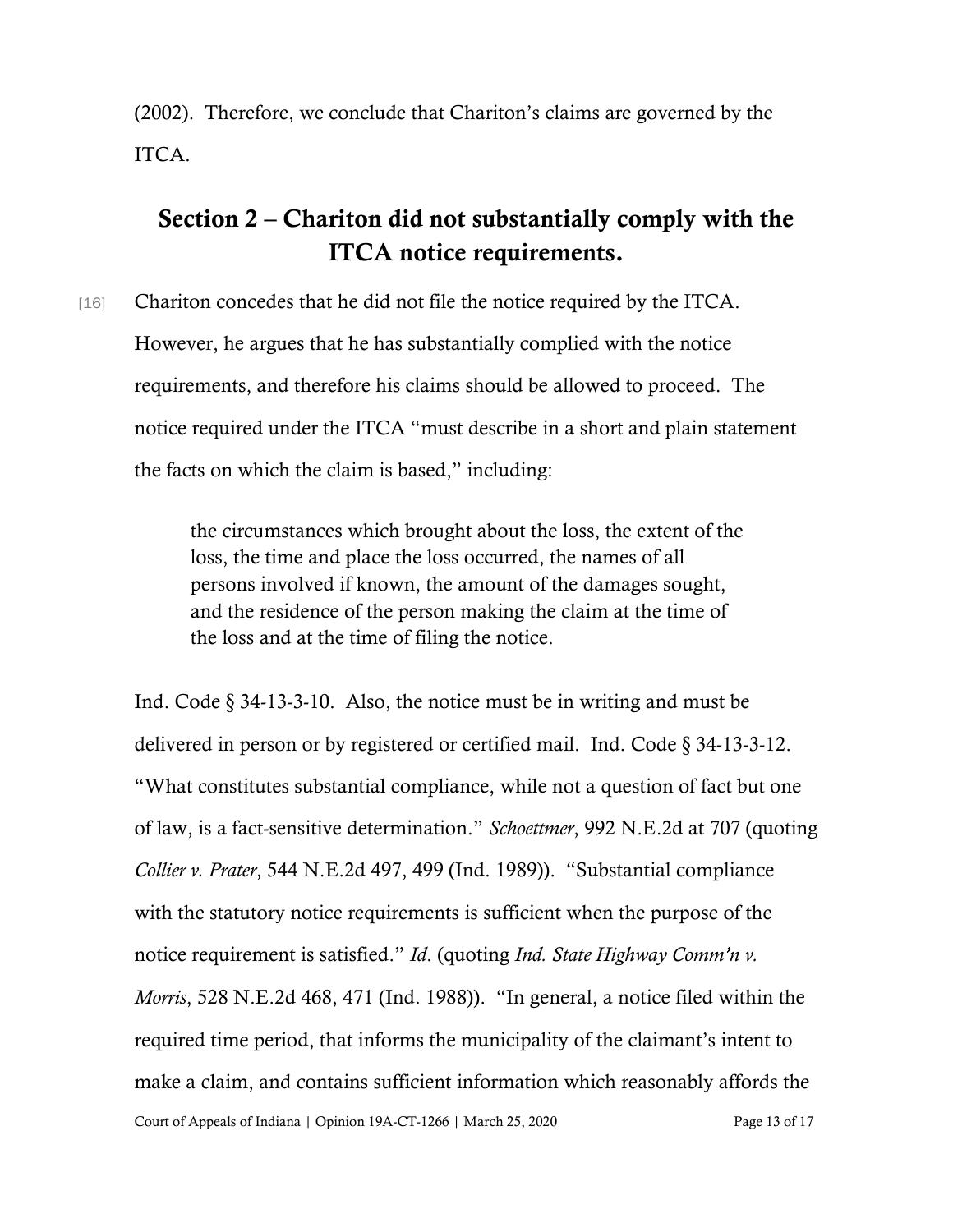(2002). Therefore, we conclude that Chariton's claims are governed by the ITCA.

## Section 2 – Chariton did not substantially comply with the ITCA notice requirements.

[16] Chariton concedes that he did not file the notice required by the ITCA. However, he argues that he has substantially complied with the notice requirements, and therefore his claims should be allowed to proceed. The notice required under the ITCA "must describe in a short and plain statement the facts on which the claim is based," including:

> the circumstances which brought about the loss, the extent of the loss, the time and place the loss occurred, the names of all persons involved if known, the amount of the damages sought, and the residence of the person making the claim at the time of the loss and at the time of filing the notice.

Ind. Code § 34-13-3-10. Also, the notice must be in writing and must be delivered in person or by registered or certified mail. Ind. Code § 34-13-3-12. "What constitutes substantial compliance, while not a question of fact but one of law, is a fact-sensitive determination." *Schoettmer*, 992 N.E.2d at 707 (quoting *Collier v. Prater*, 544 N.E.2d 497, 499 (Ind. 1989)). "Substantial compliance with the statutory notice requirements is sufficient when the purpose of the notice requirement is satisfied." *Id*. (quoting *Ind. State Highway Comm'n v. Morris*, 528 N.E.2d 468, 471 (Ind. 1988)). "In general, a notice filed within the required time period, that informs the municipality of the claimant's intent to make a claim, and contains sufficient information which reasonably affords the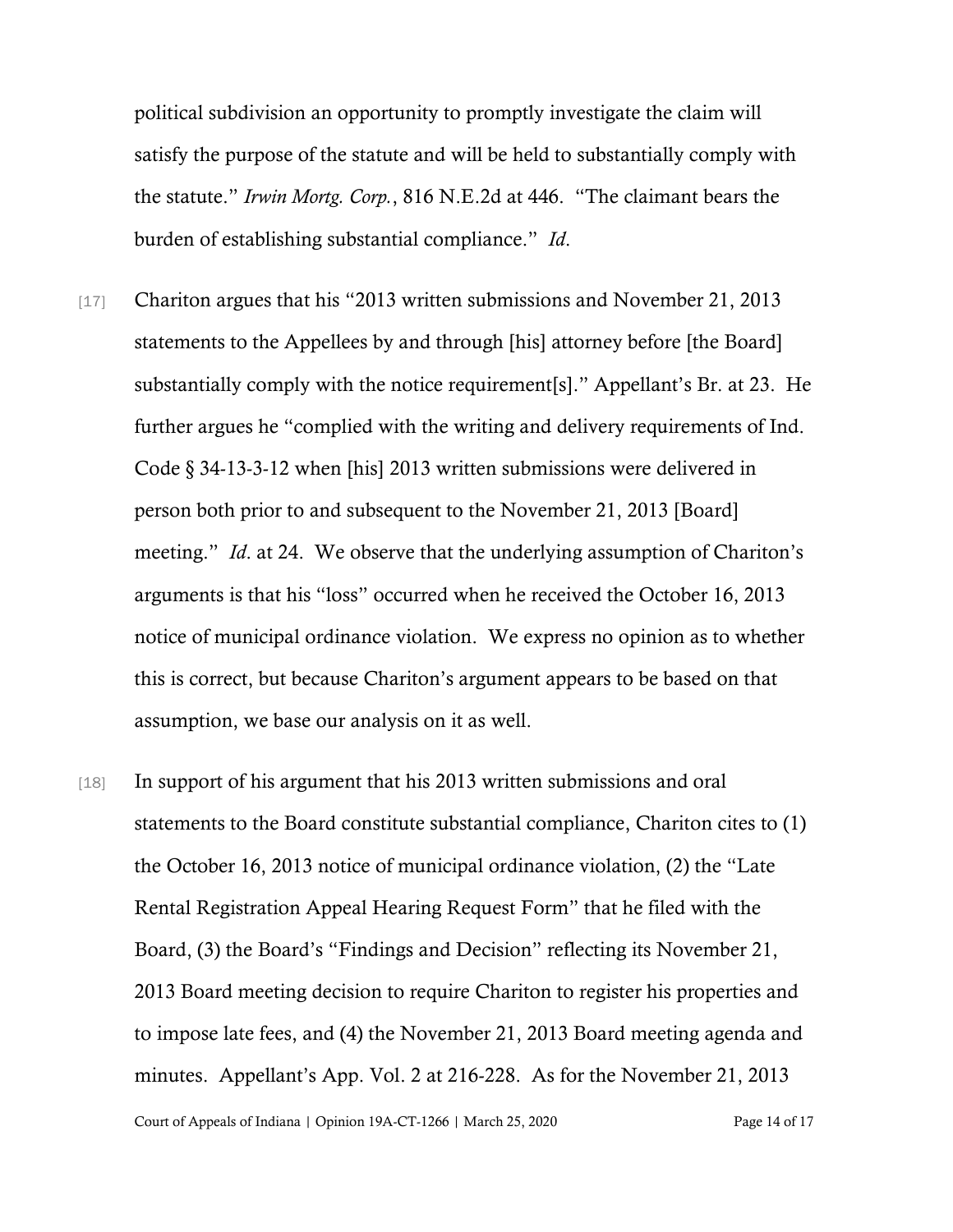political subdivision an opportunity to promptly investigate the claim will satisfy the purpose of the statute and will be held to substantially comply with the statute." *Irwin Mortg. Corp.*, 816 N.E.2d at 446. "The claimant bears the burden of establishing substantial compliance." *Id*.

[17] Chariton argues that his "2013 written submissions and November 21, 2013 statements to the Appellees by and through [his] attorney before [the Board] substantially comply with the notice requirement[s]." Appellant's Br. at 23. He further argues he "complied with the writing and delivery requirements of Ind. Code § 34-13-3-12 when [his] 2013 written submissions were delivered in person both prior to and subsequent to the November 21, 2013 [Board] meeting." *Id*. at 24. We observe that the underlying assumption of Chariton's arguments is that his "loss" occurred when he received the October 16, 2013 notice of municipal ordinance violation. We express no opinion as to whether this is correct, but because Chariton's argument appears to be based on that assumption, we base our analysis on it as well.

[18] In support of his argument that his 2013 written submissions and oral statements to the Board constitute substantial compliance, Chariton cites to (1) the October 16, 2013 notice of municipal ordinance violation, (2) the "Late Rental Registration Appeal Hearing Request Form" that he filed with the Board, (3) the Board's "Findings and Decision" reflecting its November 21, 2013 Board meeting decision to require Chariton to register his properties and to impose late fees, and (4) the November 21, 2013 Board meeting agenda and minutes. Appellant's App. Vol. 2 at 216-228. As for the November 21, 2013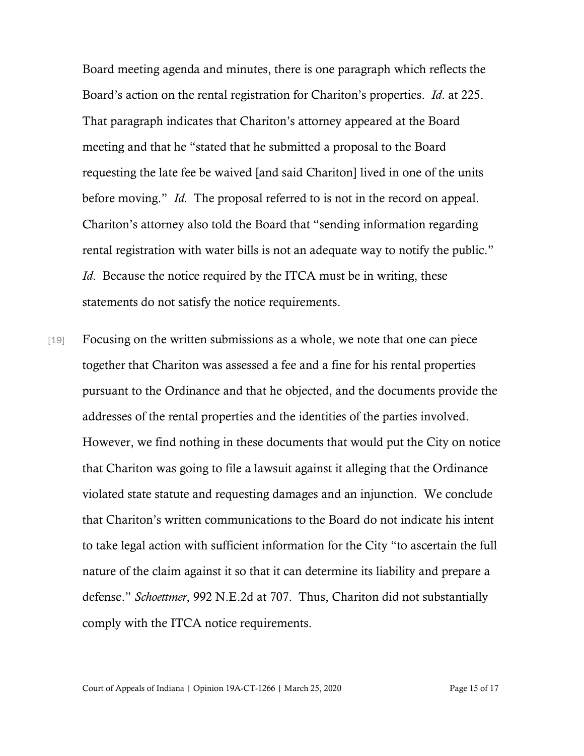Board meeting agenda and minutes, there is one paragraph which reflects the Board's action on the rental registration for Chariton's properties. *Id*. at 225. That paragraph indicates that Chariton's attorney appeared at the Board meeting and that he "stated that he submitted a proposal to the Board requesting the late fee be waived [and said Chariton] lived in one of the units before moving." *Id.* The proposal referred to is not in the record on appeal. Chariton's attorney also told the Board that "sending information regarding rental registration with water bills is not an adequate way to notify the public." *Id*. Because the notice required by the ITCA must be in writing, these statements do not satisfy the notice requirements.

[19] Focusing on the written submissions as a whole, we note that one can piece together that Chariton was assessed a fee and a fine for his rental properties pursuant to the Ordinance and that he objected, and the documents provide the addresses of the rental properties and the identities of the parties involved. However, we find nothing in these documents that would put the City on notice that Chariton was going to file a lawsuit against it alleging that the Ordinance violated state statute and requesting damages and an injunction. We conclude that Chariton's written communications to the Board do not indicate his intent to take legal action with sufficient information for the City "to ascertain the full nature of the claim against it so that it can determine its liability and prepare a defense." *Schoettmer*, 992 N.E.2d at 707. Thus, Chariton did not substantially comply with the ITCA notice requirements.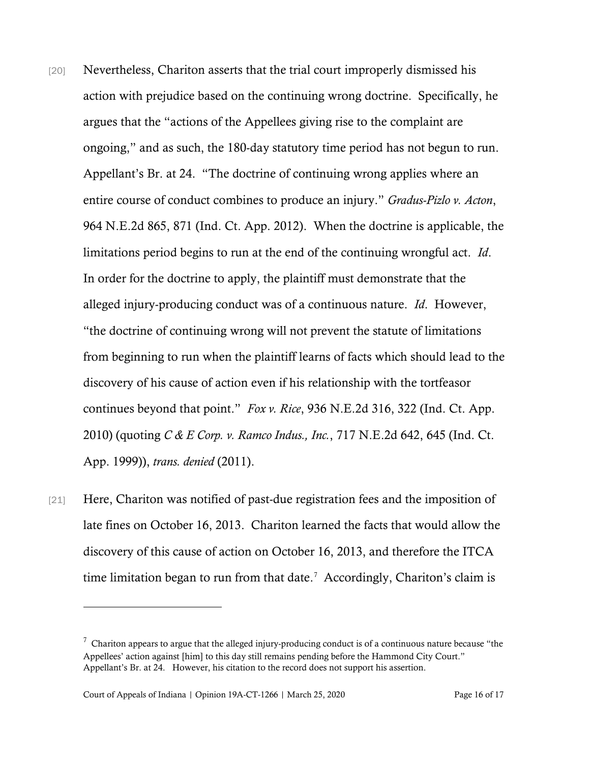[20] Nevertheless, Chariton asserts that the trial court improperly dismissed his action with prejudice based on the continuing wrong doctrine. Specifically, he argues that the "actions of the Appellees giving rise to the complaint are ongoing," and as such, the 180-day statutory time period has not begun to run. Appellant's Br. at 24. "The doctrine of continuing wrong applies where an entire course of conduct combines to produce an injury." *Gradus-Pizlo v. Acton*, 964 N.E.2d 865, 871 (Ind. Ct. App. 2012). When the doctrine is applicable, the limitations period begins to run at the end of the continuing wrongful act. *Id*. In order for the doctrine to apply, the plaintiff must demonstrate that the alleged injury-producing conduct was of a continuous nature. *Id*. However, "the doctrine of continuing wrong will not prevent the statute of limitations from beginning to run when the plaintiff learns of facts which should lead to the discovery of his cause of action even if his relationship with the tortfeasor continues beyond that point." *Fox v. Rice*, 936 N.E.2d 316, 322 (Ind. Ct. App. 2010) (quoting *C & E Corp. v. Ramco Indus., Inc.*, 717 N.E.2d 642, 645 (Ind. Ct. App. 1999)), *trans. denied* (2011).

[21] Here, Chariton was notified of past-due registration fees and the imposition of late fines on October 16, 2013. Chariton learned the facts that would allow the discovery of this cause of action on October 16, 2013, and therefore the ITCA time limitation began to run from that date.[7] Accordingly, Chariton's claim is

---

[7] Chariton appears to argue that the alleged injury-producing conduct is of a continuous nature because "the Appellees' action against [him] to this day still remains pending before the Hammond City Court." Appellant's Br. at 24. However, his citation to the record does not support his assertion.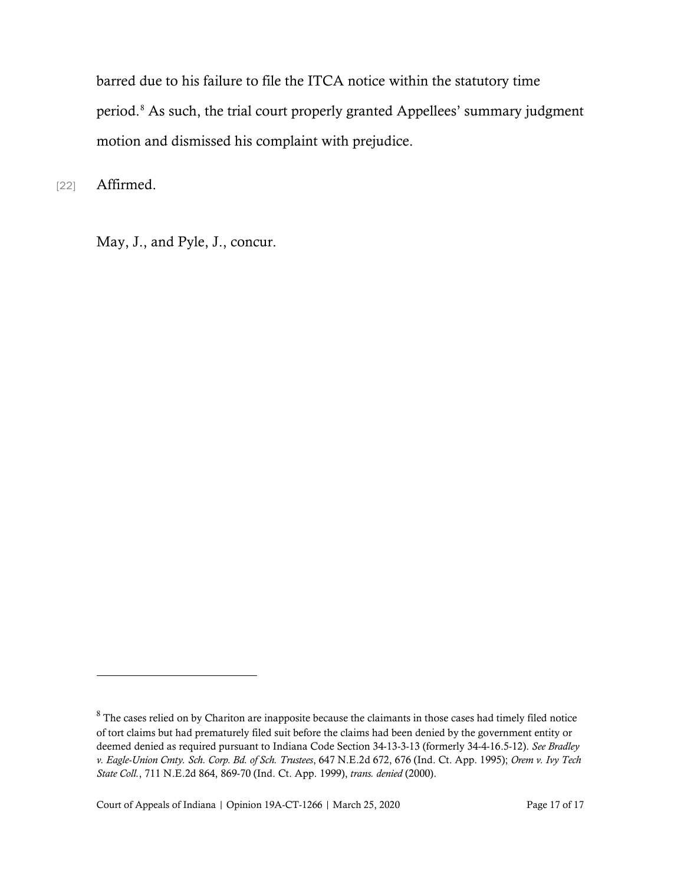barred due to his failure to file the ITCA notice within the statutory time period.[8] As such, the trial court properly granted Appellees' summary judgment motion and dismissed his complaint with prejudice.

[22] Affirmed.

May, J., and Pyle, J., concur.

---

[8] The cases relied on by Chariton are inapposite because the claimants in those cases had timely filed notice of tort claims but had prematurely filed suit before the claims had been denied by the government entity or deemed denied as required pursuant to Indiana Code Section 34-13-3-13 (formerly 34-4-16.5-12). *See Bradley v. Eagle-Union Cmty. Sch. Corp. Bd. of Sch. Trustees*, 647 N.E.2d 672, 676 (Ind. Ct. App. 1995); *Orem v. Ivy Tech State Coll.*, 711 N.E.2d 864, 869-70 (Ind. Ct. App. 1999), *trans. denied* (2000).